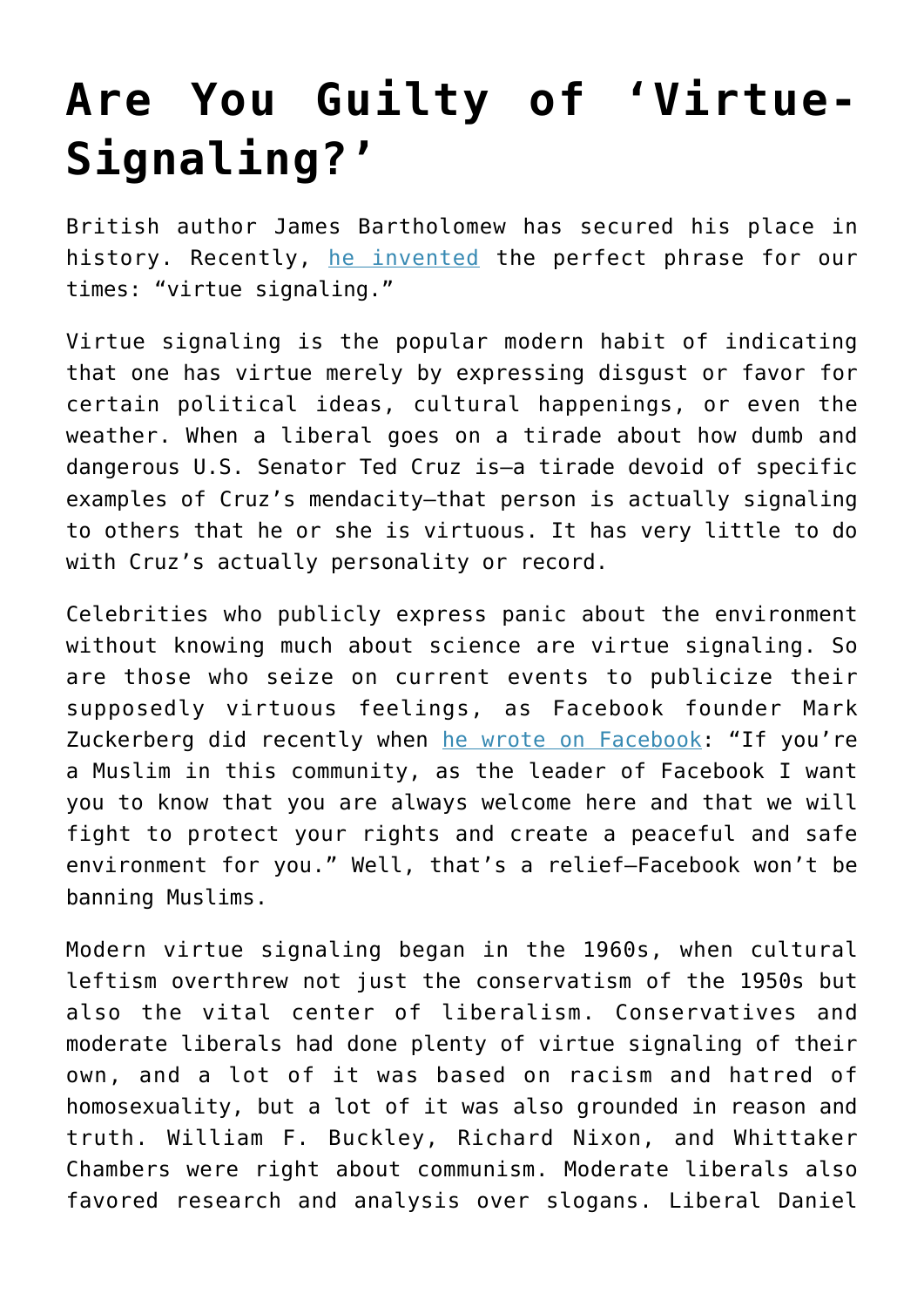# Are You Guilty of 'Virtue-Signaling?'

British author James Bartholomew has secured his place in history. Recently, he invented the perfect phrase for our times: "virtue signaling."

Virtue signaling is the popular modern habit of indicating that one has virtue merely by expressing disgust or favor for certain political ideas, cultural happenings, or even the weather. When a liberal goes on a tirade about how dumb and dangerous U.S. Senator Ted Cruz is—a tirade devoid of specific examples of Cruz's mendacity—that person is actually signaling to others that he or she is virtuous. It has very little to do with Cruz's actually personality or record.

Celebrities who publicly express panic about the environment without knowing much about science are virtue signaling. So are those who seize on current events to publicize their supposedly virtuous feelings, as Facebook founder Mark Zuckerberg did recently when he wrote on Facebook: "If you're a Muslim in this community, as the leader of Facebook I want you to know that you are always welcome here and that we will fight to protect your rights and create a peaceful and safe environment for you." Well, that's a relief—Facebook won't be banning Muslims.

Modern virtue signaling began in the 1960s, when cultural leftism overthrew not just the conservatism of the 1950s but also the vital center of liberalism. Conservatives and moderate liberals had done plenty of virtue signaling of their own, and a lot of it was based on racism and hatred of homosexuality, but a lot of it was also grounded in reason and truth. William F. Buckley, Richard Nixon, and Whittaker Chambers were right about communism. Moderate liberals also favored research and analysis over slogans. Liberal Daniel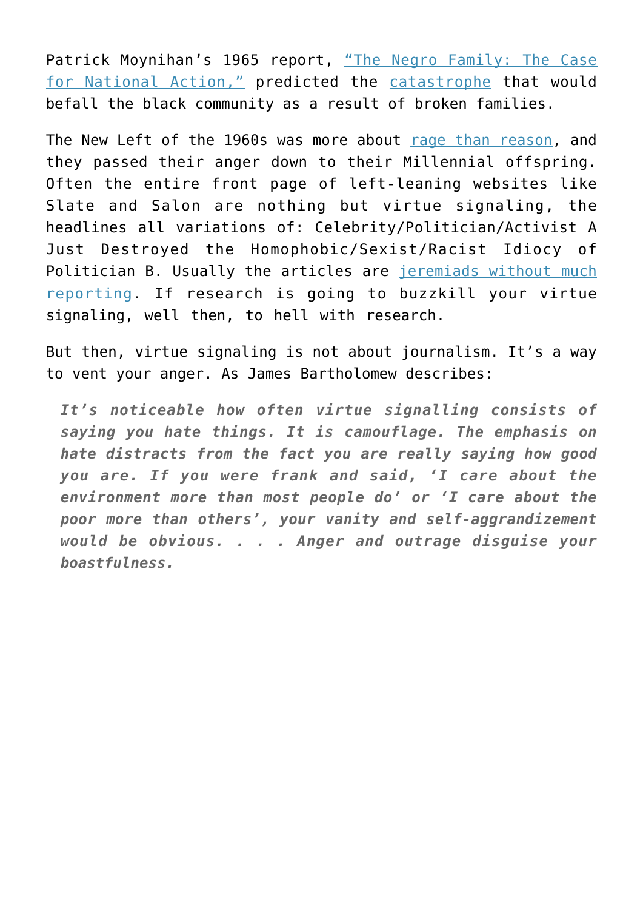Patrick Moynihan's 1965 report, "The Negro Family: The Case for National Action," predicted the catastrophe that would befall the black community as a result of broken families.

The New Left of the 1960s was more about rage than reason, and they passed their anger down to their Millennial offspring. Often the entire front page of left-leaning websites like Slate and Salon are nothing but virtue signaling, the headlines all variations of: Celebrity/Politician/Activist A Just Destroyed the Homophobic/Sexist/Racist Idiocy of Politician B. Usually the articles are jeremiads without much reporting. If research is going to buzzkill your virtue signaling, well then, to hell with research.

But then, virtue signaling is not about journalism. It's a way to vent your anger. As James Bartholomew describes:

> ***It's noticeable how often virtue signalling consists of saying you hate things. It is camouflage. The emphasis on hate distracts from the fact you are really saying how good you are. If you were frank and said, 'I care about the environment more than most people do' or 'I care about the poor more than others', your vanity and self-aggrandizement would be obvious. . . . Anger and outrage disguise your boastfulness.***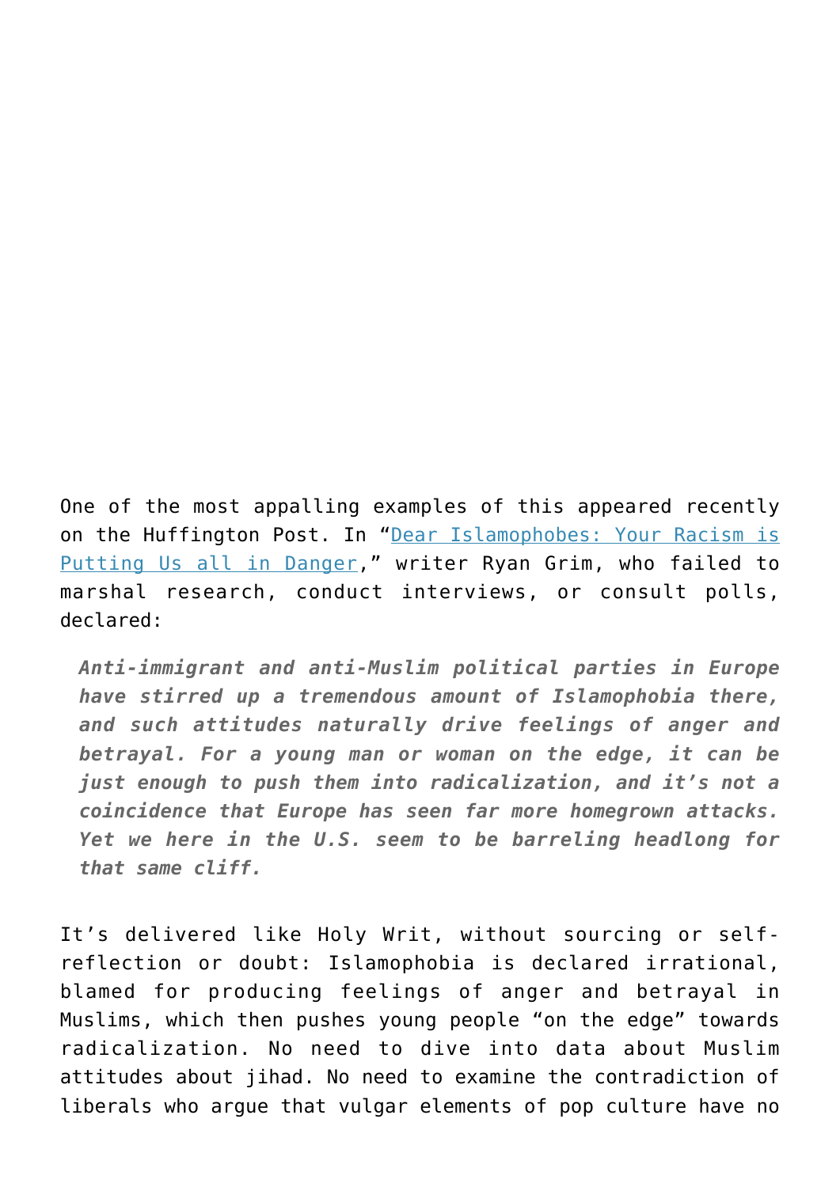One of the most appalling examples of this appeared recently on the Huffington Post. In "[Dear Islamophobes: Your Racism is Putting Us all in Danger](#)," writer Ryan Grim, who failed to marshal research, conduct interviews, or consult polls, declared:

> ***Anti-immigrant and anti-Muslim political parties in Europe have stirred up a tremendous amount of Islamophobia there, and such attitudes naturally drive feelings of anger and betrayal. For a young man or woman on the edge, it can be just enough to push them into radicalization, and it's not a coincidence that Europe has seen far more homegrown attacks. Yet we here in the U.S. seem to be barreling headlong for that same cliff.***

It's delivered like Holy Writ, without sourcing or self-reflection or doubt: Islamophobia is declared irrational, blamed for producing feelings of anger and betrayal in Muslims, which then pushes young people "on the edge" towards radicalization. No need to dive into data about Muslim attitudes about jihad. No need to examine the contradiction of liberals who argue that vulgar elements of pop culture have no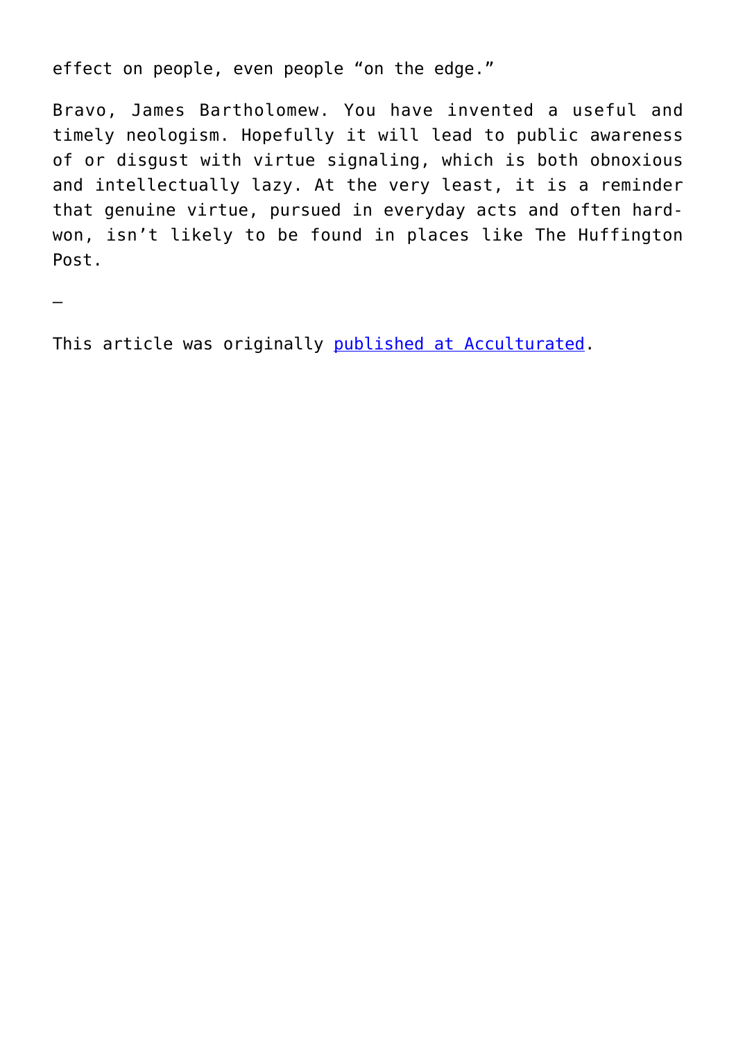effect on people, even people "on the edge."

Bravo, James Bartholomew. You have invented a useful and timely neologism. Hopefully it will lead to public awareness of or disgust with virtue signaling, which is both obnoxious and intellectually lazy. At the very least, it is a reminder that genuine virtue, pursued in everyday acts and often hard-won, isn't likely to be found in places like The Huffington Post.

—

This article was originally published at Acculturated.